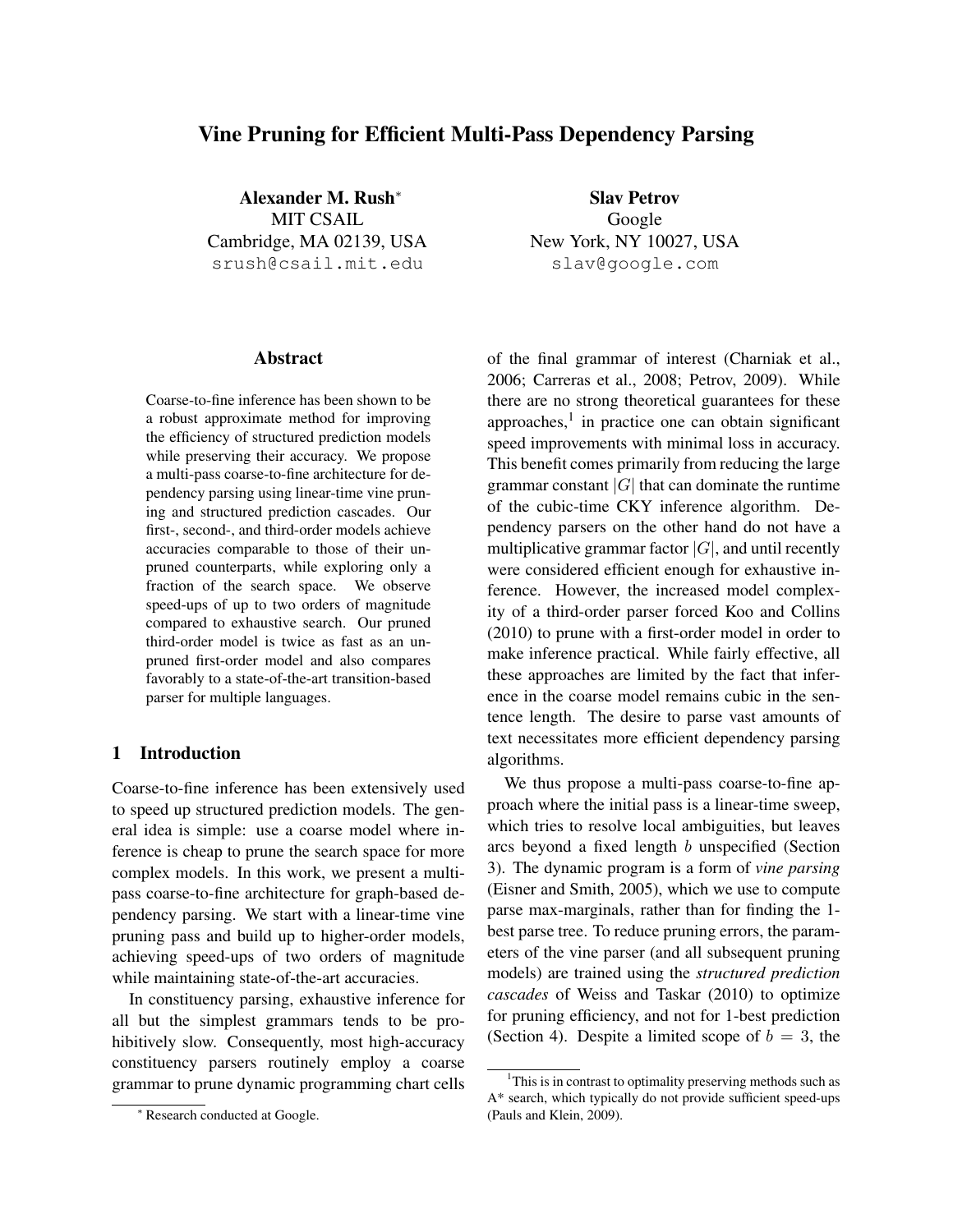# Vine Pruning for Efficient Multi-Pass Dependency Parsing

**Alexander M. Rush***
MIT CSAIL
Cambridge, MA 02139, USA
srush@csail.mit.edu

**Slav Petrov**
Google
New York, NY 10027, USA
slav@google.com

## Abstract

Coarse-to-fine inference has been shown to be a robust approximate method for improving the efficiency of structured prediction models while preserving their accuracy. We propose a multi-pass coarse-to-fine architecture for dependency parsing using linear-time vine pruning and structured prediction cascades. Our first-, second-, and third-order models achieve accuracies comparable to those of their unpruned counterparts, while exploring only a fraction of the search space. We observe speed-ups of up to two orders of magnitude compared to exhaustive search. Our pruned third-order model is twice as fast as an unpruned first-order model and also compares favorably to a state-of-the-art transition-based parser for multiple languages.

## 1 Introduction

Coarse-to-fine inference has been extensively used to speed up structured prediction models. The general idea is simple: use a coarse model where inference is cheap to prune the search space for more complex models. In this work, we present a multi-pass coarse-to-fine architecture for graph-based dependency parsing. We start with a linear-time vine pruning pass and build up to higher-order models, achieving speed-ups of two orders of magnitude while maintaining state-of-the-art accuracies.

In constituency parsing, exhaustive inference for all but the simplest grammars tends to be prohibitively slow. Consequently, most high-accuracy constituency parsers routinely employ a coarse grammar to prune dynamic programming chart cells of the final grammar of interest (Charniak et al., 2006; Carreras et al., 2008; Petrov, 2009). While there are no strong theoretical guarantees for these approaches,[1] in practice one can obtain significant speed improvements with minimal loss in accuracy. This benefit comes primarily from reducing the large grammar constant $|G|$ that can dominate the runtime of the cubic-time CKY inference algorithm. Dependency parsers on the other hand do not have a multiplicative grammar factor $|G|$, and until recently were considered efficient enough for exhaustive inference. However, the increased model complexity of a third-order parser forced Koo and Collins (2010) to prune with a first-order model in order to make inference practical. While fairly effective, all these approaches are limited by the fact that inference in the coarse model remains cubic in the sentence length. The desire to parse vast amounts of text necessitates more efficient dependency parsing algorithms.

We thus propose a multi-pass coarse-to-fine approach where the initial pass is a linear-time sweep, which tries to resolve local ambiguities, but leaves arcs beyond a fixed length $b$ unspecified (Section 3). The dynamic program is a form of *vine parsing* (Eisner and Smith, 2005), which we use to compute parse max-marginals, rather than for finding the 1-best parse tree. To reduce pruning errors, the parameters of the vine parser (and all subsequent pruning models) are trained using the *structured prediction cascades* of Weiss and Taskar (2010) to optimize for pruning efficiency, and not for 1-best prediction (Section 4). Despite a limited scope of $b = 3$, the

* Research conducted at Google.

[1] This is in contrast to optimality preserving methods such as A* search, which typically do not provide sufficient speed-ups (Pauls and Klein, 2009).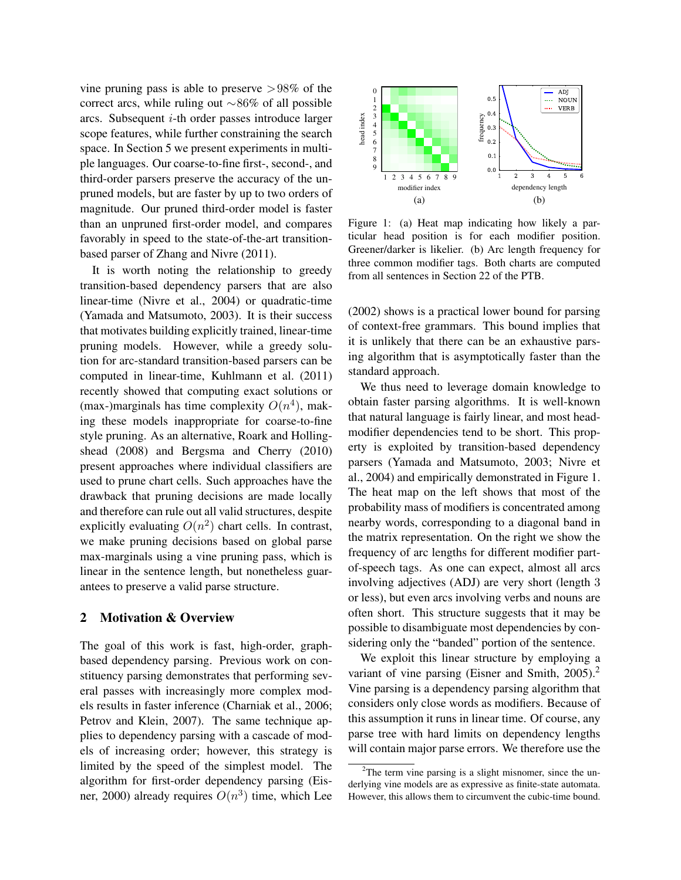vine pruning pass is able to preserve $>98\%$ of the correct arcs, while ruling out $\sim 86\%$ of all possible arcs. Subsequent $i$-th order passes introduce larger scope features, while further constraining the search space. In Section 5 we present experiments in multiple languages. Our coarse-to-fine first-, second-, and third-order parsers preserve the accuracy of the unpruned models, but are faster by up to two orders of magnitude. Our pruned third-order model is faster than an unpruned first-order model, and compares favorably in speed to the state-of-the-art transition-based parser of Zhang and Nivre (2011).

It is worth noting the relationship to greedy transition-based dependency parsers that are also linear-time (Nivre et al., 2004) or quadratic-time (Yamada and Matsumoto, 2003). It is their success that motivates building explicitly trained, linear-time pruning models. However, while a greedy solution for arc-standard transition-based parsers can be computed in linear-time, Kuhlmann et al. (2011) recently showed that computing exact solutions or (max-)marginals has time complexity $O(n^4)$, making these models inappropriate for coarse-to-fine style pruning. As an alternative, Roark and Hollingshead (2008) and Bergsma and Cherry (2010) present approaches where individual classifiers are used to prune chart cells. Such approaches have the drawback that pruning decisions are made locally and therefore can rule out all valid structures, despite explicitly evaluating $O(n^2)$ chart cells. In contrast, we make pruning decisions based on global parse max-marginals using a vine pruning pass, which is linear in the sentence length, but nonetheless guarantees to preserve a valid parse structure.

## 2 Motivation & Overview

The goal of this work is fast, high-order, graph-based dependency parsing. Previous work on constituency parsing demonstrates that performing several passes with increasingly more complex models results in faster inference (Charniak et al., 2006; Petrov and Klein, 2007). The same technique applies to dependency parsing with a cascade of models of increasing order; however, this strategy is limited by the speed of the simplest model. The algorithm for first-order dependency parsing (Eisner, 2000) already requires $O(n^3)$ time, which Lee (2002) shows is a practical lower bound for parsing of context-free grammars. This bound implies that it is unlikely that there can be an exhaustive parsing algorithm that is asymptotically faster than the standard approach.

Figure 1: (a) Heat map indicating how likely a particular head position is for each modifier position. Greener/darker is likelier. (b) Arc length frequency for three common modifier tags. Both charts are computed from all sentences in Section 22 of the PTB.

We thus need to leverage domain knowledge to obtain faster parsing algorithms. It is well-known that natural language is fairly linear, and most head-modifier dependencies tend to be short. This property is exploited by transition-based dependency parsers (Yamada and Matsumoto, 2003; Nivre et al., 2004) and empirically demonstrated in Figure 1. The heat map on the left shows that most of the probability mass of modifiers is concentrated among nearby words, corresponding to a diagonal band in the matrix representation. On the right we show the frequency of arc lengths for different modifier part-of-speech tags. As one can expect, almost all arcs involving adjectives (ADJ) are very short (length 3 or less), but even arcs involving verbs and nouns are often short. This structure suggests that it may be possible to disambiguate most dependencies by considering only the "banded" portion of the sentence.

We exploit this linear structure by employing a variant of vine parsing (Eisner and Smith, 2005).[2] Vine parsing is a dependency parsing algorithm that considers only close words as modifiers. Because of this assumption it runs in linear time. Of course, any parse tree with hard limits on dependency lengths will contain major parse errors. We therefore use the

[2] The term vine parsing is a slight misnomer, since the underlying vine models are as expressive as finite-state automata. However, this allows them to circumvent the cubic-time bound.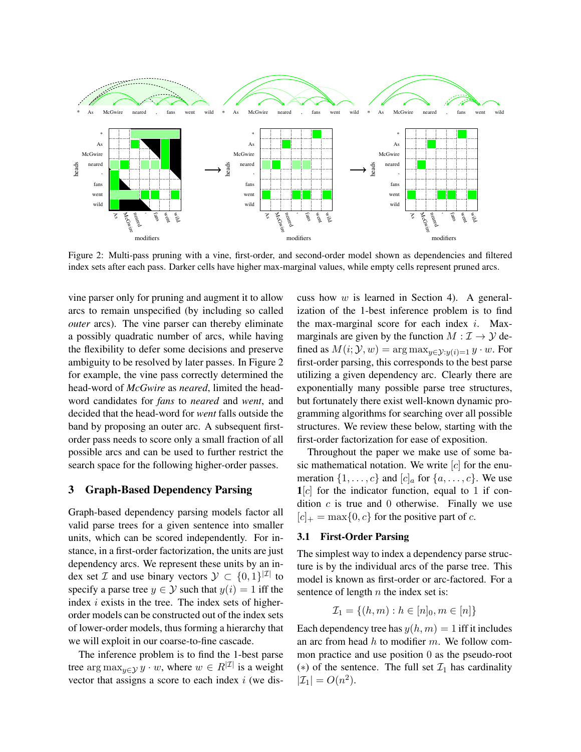Figure 2: Multi-pass pruning with a vine, first-order, and second-order model shown as dependencies and filtered index sets after each pass. Darker cells have higher max-marginal values, while empty cells represent pruned arcs.

vine parser only for pruning and augment it to allow arcs to remain unspecified (by including so called *outer* arcs). The vine parser can thereby eliminate a possibly quadratic number of arcs, while having the flexibility to defer some decisions and preserve ambiguity to be resolved by later passes. In Figure 2 for example, the vine pass correctly determined the head-word of *McGwire* as *neared*, limited the head-word candidates for *fans* to *neared* and *went*, and decided that the head-word for *went* falls outside the band by proposing an outer arc. A subsequent first-order pass needs to score only a small fraction of all possible arcs and can be used to further restrict the search space for the following higher-order passes.

## 3 Graph-Based Dependency Parsing

Graph-based dependency parsing models factor all valid parse trees for a given sentence into smaller units, which can be scored independently. For instance, in a first-order factorization, the units are just dependency arcs. We represent these units by an index set $\mathcal{I}$ and use binary vectors $\mathcal{Y} \subset \{0, 1\}^{|\mathcal{I}|}$ to specify a parse tree $y \in \mathcal{Y}$ such that $y(i) = 1$ iff the index $i$ exists in the tree. The index sets of higher-order models can be constructed out of the index sets of lower-order models, thus forming a hierarchy that we will exploit in our coarse-to-fine cascade.

The inference problem is to find the 1-best parse tree $\arg\max_{y \in \mathcal{Y}} y \cdot w$, where $w \in R^{|\mathcal{I}|}$ is a weight vector that assigns a score to each index $i$ (we discuss how $w$ is learned in Section 4). A generalization of the 1-best inference problem is to find the max-marginal score for each index $i$. Max-marginals are given by the function $M : \mathcal{I} \to \mathcal{Y}$ defined as $M(i; \mathcal{Y}, w) = \arg\max_{y \in \mathcal{Y}: y(i)=1} y \cdot w$. For first-order parsing, this corresponds to the best parse utilizing a given dependency arc. Clearly there are exponentially many possible parse tree structures, but fortunately there exist well-known dynamic programming algorithms for searching over all possible structures. We review these below, starting with the first-order factorization for ease of exposition.

Throughout the paper we make use of some basic mathematical notation. We write $[c]$ for the enumeration $\{1, \ldots, c\}$ and $[c]_a$ for $\{a, \ldots, c\}$. We use $\mathbf{1}[c]$ for the indicator function, equal to 1 if condition $c$ is true and 0 otherwise. Finally we use $[c]_+ = \max\{0, c\}$ for the positive part of $c$.

### 3.1 First-Order Parsing

The simplest way to index a dependency parse structure is by the individual arcs of the parse tree. This model is known as first-order or arc-factored. For a sentence of length $n$ the index set is:

$$\mathcal{I}_1 = \{(h, m) : h \in [n]_0, m \in [n]\}$$

Each dependency tree has $y(h, m) = 1$ iff it includes an arc from head $h$ to modifier $m$. We follow common practice and use position 0 as the pseudo-root $(*)$ of the sentence. The full set $\mathcal{I}_1$ has cardinality $|\mathcal{I}_1| = O(n^2)$.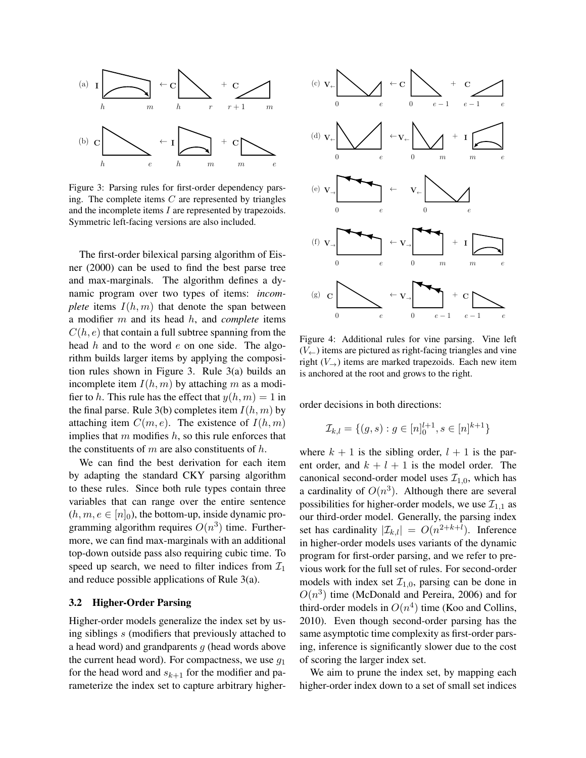Figure 3: Parsing rules for first-order dependency parsing. The complete items $C$ are represented by triangles and the incomplete items $I$ are represented by trapezoids. Symmetric left-facing versions are also included.

The first-order bilexical parsing algorithm of Eisner (2000) can be used to find the best parse tree and max-marginals. The algorithm defines a dynamic program over two types of items: *incomplete* items $I(h, m)$ that denote the span between a modifier $m$ and its head $h$, and *complete* items $C(h, e)$ that contain a full subtree spanning from the head $h$ and to the word $e$ on one side. The algorithm builds larger items by applying the composition rules shown in Figure 3. Rule 3(a) builds an incomplete item $I(h, m)$ by attaching $m$ as a modifier to $h$. This rule has the effect that $y(h, m) = 1$ in the final parse. Rule 3(b) completes item $I(h, m)$ by attaching item $C(m, e)$. The existence of $I(h, m)$ implies that $m$ modifies $h$, so this rule enforces that the constituents of $m$ are also constituents of $h$.

We can find the best derivation for each item by adapting the standard CKY parsing algorithm to these rules. Since both rule types contain three variables that can range over the entire sentence ($h, m, e \in [n]_0$), the bottom-up, inside dynamic programming algorithm requires $O(n^3)$ time. Furthermore, we can find max-marginals with an additional top-down outside pass also requiring cubic time. To speed up search, we need to filter indices from $\mathcal{I}_1$ and reduce possible applications of Rule 3(a).

### 3.2 Higher-Order Parsing

Higher-order models generalize the index set by using siblings $s$ (modifiers that previously attached to a head word) and grandparents $g$ (head words above the current head word). For compactness, we use $g_1$ for the head word and $s_{k+1}$ for the modifier and parameterize the index set to capture arbitrary higher-order decisions in both directions:

$$\mathcal{I}_{k,l} = \{(g, s) : g \in [n]_0^{l+1}, s \in [n]^{k+1}\}$$

where $k + 1$ is the sibling order, $l + 1$ is the parent order, and $k + l + 1$ is the model order. The canonical second-order model uses $\mathcal{I}_{1,0}$, which has a cardinality of $O(n^3)$. Although there are several possibilities for higher-order models, we use $\mathcal{I}_{1,1}$ as our third-order model. Generally, the parsing index set has cardinality $|\mathcal{I}_{k,l}| = O(n^{2+k+l})$. Inference in higher-order models uses variants of the dynamic program for first-order parsing, and we refer to previous work for the full set of rules. For second-order models with index set $\mathcal{I}_{1,0}$, parsing can be done in $O(n^3)$ time (McDonald and Pereira, 2006) and for third-order models in $O(n^4)$ time (Koo and Collins, 2010). Even though second-order parsing has the same asymptotic time complexity as first-order parsing, inference is significantly slower due to the cost of scoring the larger index set.

We aim to prune the index set, by mapping each higher-order index down to a set of small set indices

Figure 4: Additional rules for vine parsing. Vine left ($V_{\leftarrow}$) items are pictured as right-facing triangles and vine right ($V_{\rightarrow}$) items are marked trapezoids. Each new item is anchored at the root and grows to the right.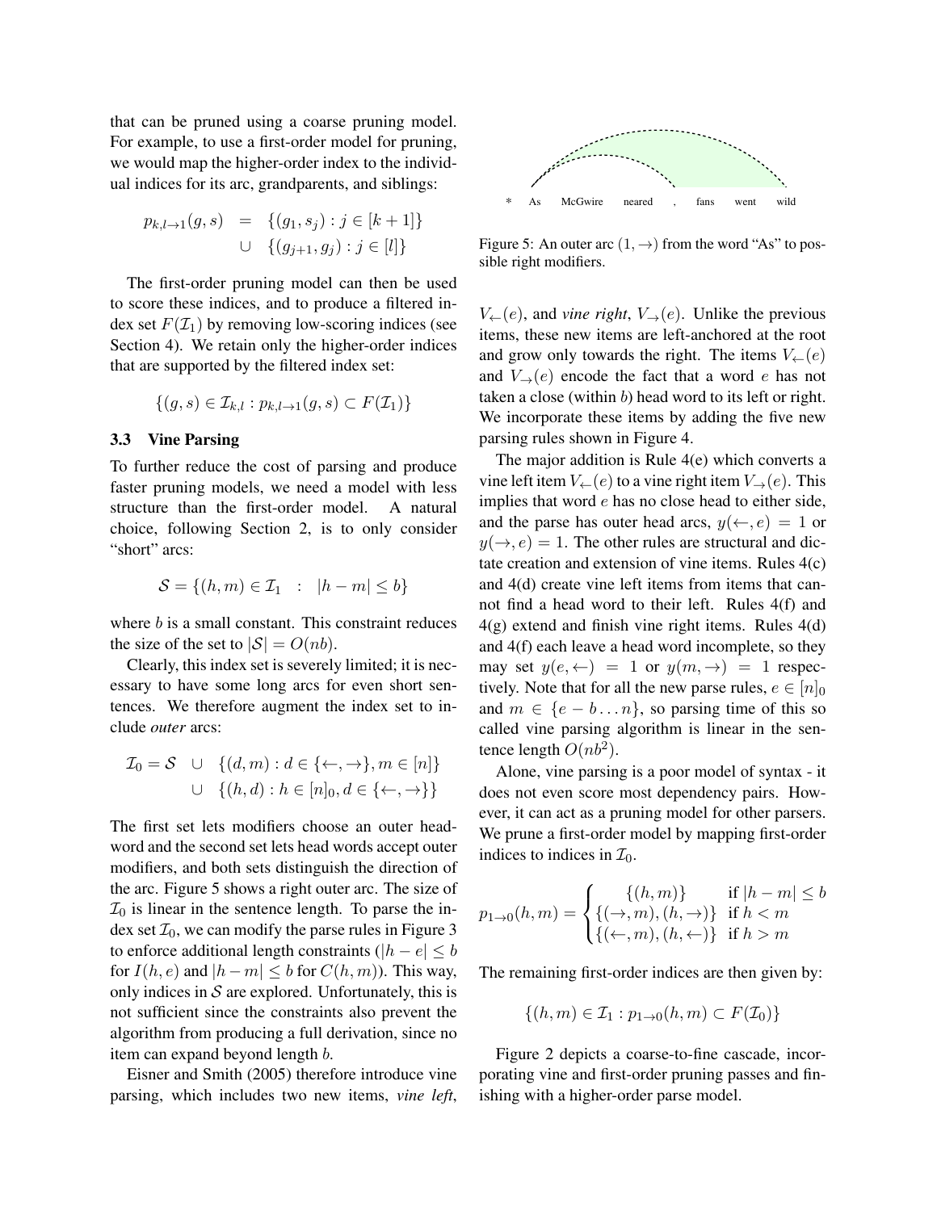that can be pruned using a coarse pruning model. For example, to use a first-order model for pruning, we would map the higher-order index to the individual indices for its arc, grandparents, and siblings:

$$
\begin{aligned}
p_{k,l \to 1}(g, s) &= \{(g_1, s_j) : j \in [k+1]\} \\
&\cup \{(g_{j+1}, g_j) : j \in [l]\}
\end{aligned}
$$

The first-order pruning model can then be used to score these indices, and to produce a filtered index set $F(\mathcal{I}_1)$ by removing low-scoring indices (see Section 4). We retain only the higher-order indices that are supported by the filtered index set:

$$
\{(g, s) \in \mathcal{I}_{k,l} : p_{k,l \to 1}(g, s) \subset F(\mathcal{I}_1)\}
$$

### 3.3 Vine Parsing

To further reduce the cost of parsing and produce faster pruning models, we need a model with less structure than the first-order model. A natural choice, following Section 2, is to only consider "short" arcs:

$$
\mathcal{S} = \{(h, m) \in \mathcal{I}_1 \quad : \quad |h - m| \leq b\}
$$

where $b$ is a small constant. This constraint reduces the size of the set to $|\mathcal{S}| = O(nb)$.

Clearly, this index set is severely limited; it is necessary to have some long arcs for even short sentences. We therefore augment the index set to include *outer* arcs:

$$
\begin{aligned}
\mathcal{I}_0 = \mathcal{S} \quad &\cup \quad \{(d, m) : d \in \{\leftarrow, \rightarrow\}, m \in [n]\} \\
&\cup \quad \{(h, d) : h \in [n]_0, d \in \{\leftarrow, \rightarrow\}\}
\end{aligned}
$$

The first set lets modifiers choose an outer head-word and the second set lets head words accept outer modifiers, and both sets distinguish the direction of the arc. Figure 5 shows a right outer arc. The size of $\mathcal{I}_0$ is linear in the sentence length. To parse the index set $\mathcal{I}_0$, we can modify the parse rules in Figure 3 to enforce additional length constraints ($|h - e| \leq b$ for $I(h, e)$ and $|h - m| \leq b$ for $C(h, m)$). This way, only indices in $\mathcal{S}$ are explored. Unfortunately, this is not sufficient since the constraints also prevent the algorithm from producing a full derivation, since no item can expand beyond length $b$.

Eisner and Smith (2005) therefore introduce vine parsing, which includes two new items, *vine left*, $V_{\leftarrow}(e)$, and *vine right*, $V_{\rightarrow}(e)$. Unlike the previous items, these new items are left-anchored at the root and grow only towards the right. The items $V_{\leftarrow}(e)$ and $V_{\rightarrow}(e)$ encode the fact that a word $e$ has not taken a close (within $b$) head word to its left or right. We incorporate these items by adding the five new parsing rules shown in Figure 4.

\* As McGwire neared , fans went wild

Figure 5: An outer arc $(1, \rightarrow)$ from the word "As" to possible right modifiers.

The major addition is Rule 4(e) which converts a vine left item $V_{\leftarrow}(e)$ to a vine right item $V_{\rightarrow}(e)$. This implies that word $e$ has no close head to either side, and the parse has outer head arcs, $y(\leftarrow, e) = 1$ or $y(\rightarrow, e) = 1$. The other rules are structural and dictate creation and extension of vine items. Rules 4(c) and 4(d) create vine left items from items that cannot find a head word to their left. Rules 4(f) and 4(g) extend and finish vine right items. Rules 4(d) and 4(f) each leave a head word incomplete, so they may set $y(e, \leftarrow) = 1$ or $y(m, \rightarrow) = 1$ respectively. Note that for all the new parse rules, $e \in [n]_0$ and $m \in \{e - b \ldots n\}$, so parsing time of this so called vine parsing algorithm is linear in the sentence length $O(nb^2)$.

Alone, vine parsing is a poor model of syntax - it does not even score most dependency pairs. However, it can act as a pruning model for other parsers. We prune a first-order model by mapping first-order indices to indices in $\mathcal{I}_0$.

$$
p_{1 \to 0}(h, m) = \begin{cases} \{(h, m)\} & \text{if } |h - m| \leq b \\ \{(\rightarrow, m), (h, \rightarrow)\} & \text{if } h < m \\ \{(\leftarrow, m), (h, \leftarrow)\} & \text{if } h > m \end{cases}
$$

The remaining first-order indices are then given by:

$$
\{(h, m) \in \mathcal{I}_1 : p_{1 \to 0}(h, m) \subset F(\mathcal{I}_0)\}
$$

Figure 2 depicts a coarse-to-fine cascade, incorporating vine and first-order pruning passes and finishing with a higher-order parse model.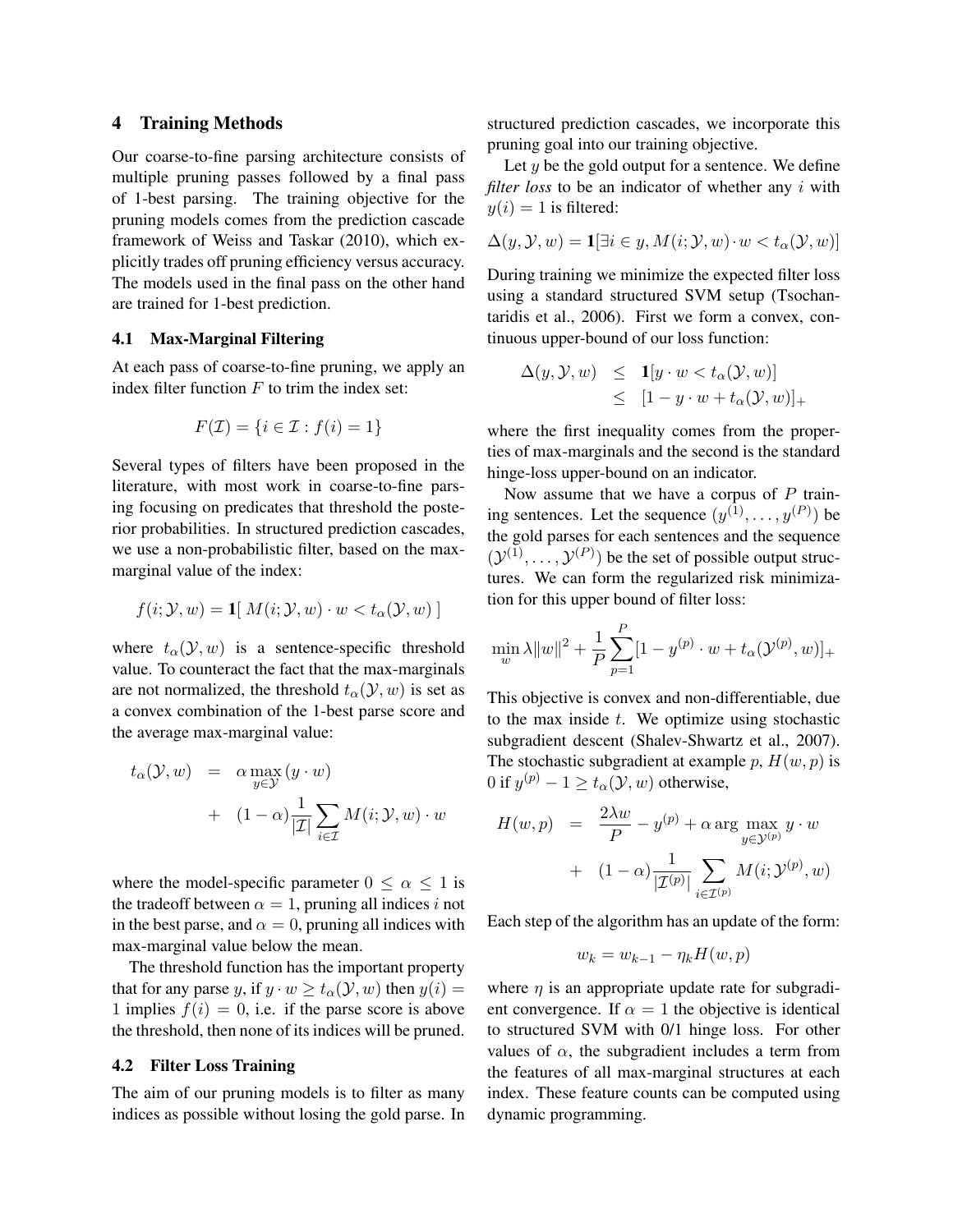## 4 Training Methods

Our coarse-to-fine parsing architecture consists of multiple pruning passes followed by a final pass of 1-best parsing. The training objective for the pruning models comes from the prediction cascade framework of Weiss and Taskar (2010), which explicitly trades off pruning efficiency versus accuracy. The models used in the final pass on the other hand are trained for 1-best prediction.

### 4.1 Max-Marginal Filtering

At each pass of coarse-to-fine pruning, we apply an index filter function $F$ to trim the index set:

$$F(\mathcal{I}) = \{i \in \mathcal{I} : f(i) = 1\}$$

Several types of filters have been proposed in the literature, with most work in coarse-to-fine parsing focusing on predicates that threshold the posterior probabilities. In structured prediction cascades, we use a non-probabilistic filter, based on the max-marginal value of the index:

$$f(i; \mathcal{Y}, w) = \mathbf{1}[\ M(i; \mathcal{Y}, w) \cdot w < t_\alpha(\mathcal{Y}, w)\ ]$$

where $t_\alpha(\mathcal{Y}, w)$ is a sentence-specific threshold value. To counteract the fact that the max-marginals are not normalized, the threshold $t_\alpha(\mathcal{Y}, w)$ is set as a convex combination of the 1-best parse score and the average max-marginal value:

$$\begin{aligned} t_\alpha(\mathcal{Y}, w) &= \alpha \max_{y \in \mathcal{Y}} (y \cdot w) \\ &+ (1-\alpha) \frac{1}{|\mathcal{I}|} \sum_{i \in \mathcal{I}} M(i; \mathcal{Y}, w) \cdot w \end{aligned}$$

where the model-specific parameter $0 \leq \alpha \leq 1$ is the tradeoff between $\alpha = 1$, pruning all indices $i$ not in the best parse, and $\alpha = 0$, pruning all indices with max-marginal value below the mean.

The threshold function has the important property that for any parse $y$, if $y \cdot w \geq t_\alpha(\mathcal{Y}, w)$ then $y(i) = 1$ implies $f(i) = 0$, i.e. if the parse score is above the threshold, then none of its indices will be pruned.

### 4.2 Filter Loss Training

The aim of our pruning models is to filter as many indices as possible without losing the gold parse. In structured prediction cascades, we incorporate this pruning goal into our training objective.

Let $y$ be the gold output for a sentence. We define *filter loss* to be an indicator of whether any $i$ with $y(i) = 1$ is filtered:

$$\Delta(y, \mathcal{Y}, w) = \mathbf{1}[\exists i \in y, M(i; \mathcal{Y}, w) \cdot w < t_\alpha(\mathcal{Y}, w)]$$

During training we minimize the expected filter loss using a standard structured SVM setup (Tsochantaridis et al., 2006). First we form a convex, continuous upper-bound of our loss function:

$$\begin{aligned} \Delta(y, \mathcal{Y}, w) &\leq \mathbf{1}[y \cdot w < t_\alpha(\mathcal{Y}, w)] \\ &\leq [1 - y \cdot w + t_\alpha(\mathcal{Y}, w)]_+ \end{aligned}$$

where the first inequality comes from the properties of max-marginals and the second is the standard hinge-loss upper-bound on an indicator.

Now assume that we have a corpus of $P$ training sentences. Let the sequence $(y^{(1)}, \ldots, y^{(P)})$ be the gold parses for each sentences and the sequence $(\mathcal{Y}^{(1)}, \ldots, \mathcal{Y}^{(P)})$ be the set of possible output structures. We can form the regularized risk minimization for this upper bound of filter loss:

$$\min_w \lambda \|w\|^2 + \frac{1}{P} \sum_{p=1}^{P} [1 - y^{(p)} \cdot w + t_\alpha(\mathcal{Y}^{(p)}, w)]_+$$

This objective is convex and non-differentiable, due to the max inside $t$. We optimize using stochastic subgradient descent (Shalev-Shwartz et al., 2007). The stochastic subgradient at example $p$, $H(w, p)$ is 0 if $y^{(p)} - 1 \geq t_\alpha(\mathcal{Y}, w)$ otherwise,

$$\begin{aligned} H(w, p) &= \frac{2\lambda w}{P} - y^{(p)} + \alpha \arg \max_{y \in \mathcal{Y}^{(p)}} y \cdot w \\ &+ (1-\alpha) \frac{1}{|\mathcal{I}^{(p)}|} \sum_{i \in \mathcal{I}^{(p)}} M(i; \mathcal{Y}^{(p)}, w) \end{aligned}$$

Each step of the algorithm has an update of the form:

$$w_k = w_{k-1} - \eta_k H(w, p)$$

where $\eta$ is an appropriate update rate for subgradient convergence. If $\alpha = 1$ the objective is identical to structured SVM with 0/1 hinge loss. For other values of $\alpha$, the subgradient includes a term from the features of all max-marginal structures at each index. These feature counts can be computed using dynamic programming.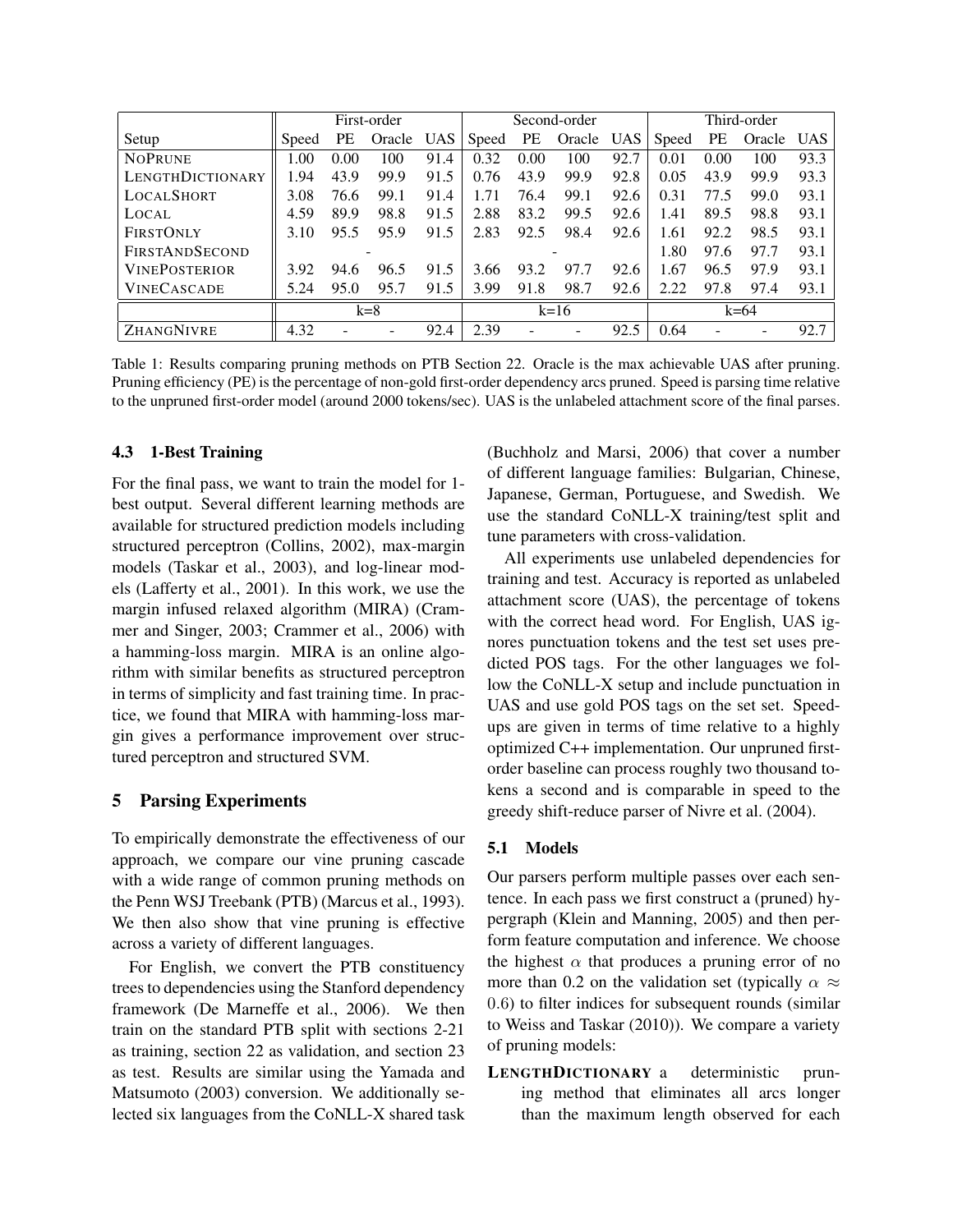| Setup | First-order | | | | Second-order | | | | Third-order | | | |
|---|---|---|---|---|---|---|---|---|---|---|---|---|
| | Speed | PE | Oracle | UAS | Speed | PE | Oracle | UAS | Speed | PE | Oracle | UAS |
| NOPRUNE | 1.00 | 0.00 | 100 | 91.4 | 0.32 | 0.00 | 100 | 92.7 | 0.01 | 0.00 | 100 | 93.3 |
| LENGTHDICTIONARY | 1.94 | 43.9 | 99.9 | 91.5 | 0.76 | 43.9 | 99.9 | 92.8 | 0.05 | 43.9 | 99.9 | 93.3 |
| LOCALSHORT | 3.08 | 76.6 | 99.1 | 91.4 | 1.71 | 76.4 | 99.1 | 92.6 | 0.31 | 77.5 | 99.0 | 93.1 |
| LOCAL | 4.59 | 89.9 | 98.8 | 91.5 | 2.88 | 83.2 | 99.5 | 92.6 | 1.41 | 89.5 | 98.8 | 93.1 |
| FIRSTONLY | 3.10 | 95.5 | 95.9 | 91.5 | 2.83 | 92.5 | 98.4 | 92.6 | 1.61 | 92.2 | 98.5 | 93.1 |
| FIRSTANDSECOND | - | | | | - | | | | 1.80 | 97.6 | 97.7 | 93.1 |
| VINEPOSTERIOR | 3.92 | 94.6 | 96.5 | 91.5 | 3.66 | 93.2 | 97.7 | 92.6 | 1.67 | 96.5 | 97.9 | 93.1 |
| VINECASCADE | 5.24 | 95.0 | 95.7 | 91.5 | 3.99 | 91.8 | 98.7 | 92.6 | 2.22 | 97.8 | 97.4 | 93.1 |
| | k=8 | | | | k=16 | | | | k=64 | | | |
| ZHANGNIVRE | 4.32 | - | - | 92.4 | 2.39 | - | - | 92.5 | 0.64 | - | - | 92.7 |

Table 1: Results comparing pruning methods on PTB Section 22. Oracle is the max achievable UAS after pruning. Pruning efficiency (PE) is the percentage of non-gold first-order dependency arcs pruned. Speed is parsing time relative to the unpruned first-order model (around 2000 tokens/sec). UAS is the unlabeled attachment score of the final parses.

### 4.3 1-Best Training

For the final pass, we want to train the model for 1-best output. Several different learning methods are available for structured prediction models including structured perceptron (Collins, 2002), max-margin models (Taskar et al., 2003), and log-linear models (Lafferty et al., 2001). In this work, we use the margin infused relaxed algorithm (MIRA) (Crammer and Singer, 2003; Crammer et al., 2006) with a hamming-loss margin. MIRA is an online algorithm with similar benefits as structured perceptron in terms of simplicity and fast training time. In practice, we found that MIRA with hamming-loss margin gives a performance improvement over structured perceptron and structured SVM.

## 5 Parsing Experiments

To empirically demonstrate the effectiveness of our approach, we compare our vine pruning cascade with a wide range of common pruning methods on the Penn WSJ Treebank (PTB) (Marcus et al., 1993). We then also show that vine pruning is effective across a variety of different languages.

For English, we convert the PTB constituency trees to dependencies using the Stanford dependency framework (De Marneffe et al., 2006). We then train on the standard PTB split with sections 2-21 as training, section 22 as validation, and section 23 as test. Results are similar using the Yamada and Matsumoto (2003) conversion. We additionally selected six languages from the CoNLL-X shared task (Buchholz and Marsi, 2006) that cover a number of different language families: Bulgarian, Chinese, Japanese, German, Portuguese, and Swedish. We use the standard CoNLL-X training/test split and tune parameters with cross-validation.

All experiments use unlabeled dependencies for training and test. Accuracy is reported as unlabeled attachment score (UAS), the percentage of tokens with the correct head word. For English, UAS ignores punctuation tokens and the test set uses predicted POS tags. For the other languages we follow the CoNLL-X setup and include punctuation in UAS and use gold POS tags on the set set. Speedups are given in terms of time relative to a highly optimized C++ implementation. Our unpruned first-order baseline can process roughly two thousand tokens a second and is comparable in speed to the greedy shift-reduce parser of Nivre et al. (2004).

### 5.1 Models

Our parsers perform multiple passes over each sentence. In each pass we first construct a (pruned) hypergraph (Klein and Manning, 2005) and then perform feature computation and inference. We choose the highest $\alpha$ that produces a pruning error of no more than 0.2 on the validation set (typically $\alpha \approx 0.6$) to filter indices for subsequent rounds (similar to Weiss and Taskar (2010)). We compare a variety of pruning models:

**LENGTHDICTIONARY** a deterministic pruning method that eliminates all arcs longer than the maximum length observed for each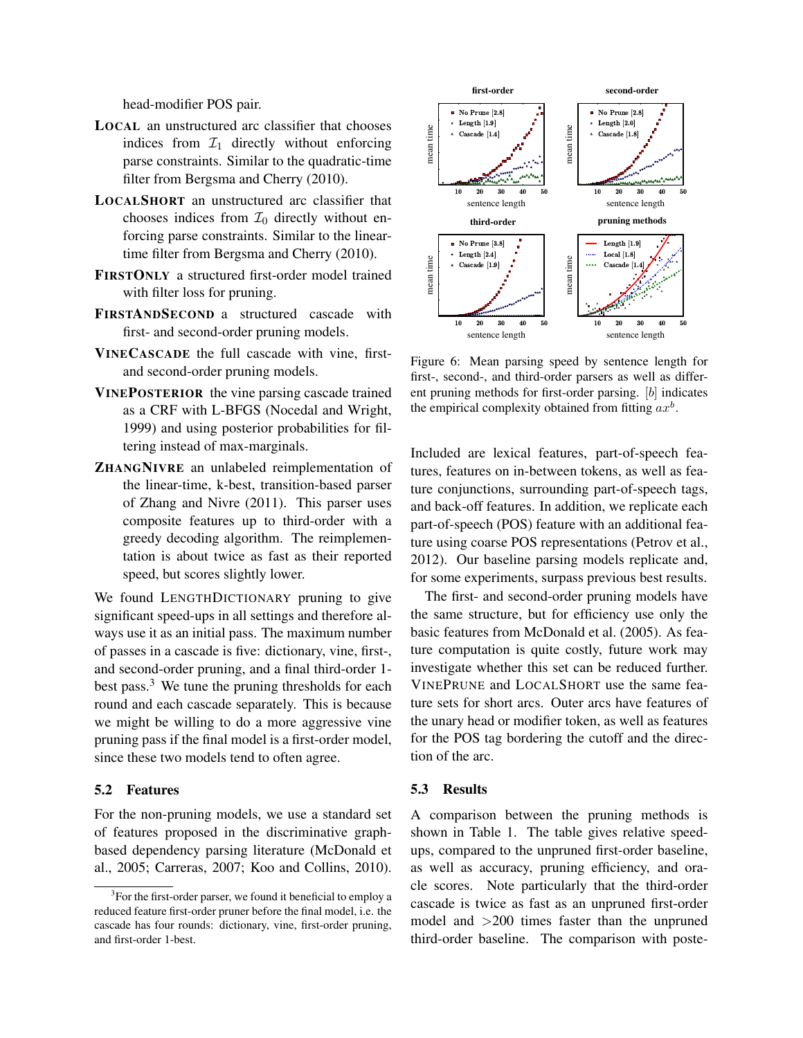head-modifier POS pair.

**LOCAL** an unstructured arc classifier that chooses indices from $\mathcal{I}_1$ directly without enforcing parse constraints. Similar to the quadratic-time filter from Bergsma and Cherry (2010).

**LOCALSHORT** an unstructured arc classifier that chooses indices from $\mathcal{I}_0$ directly without enforcing parse constraints. Similar to the linear-time filter from Bergsma and Cherry (2010).

**FIRSTONLY** a structured first-order model trained with filter loss for pruning.

**FIRSTANDSECOND** a structured cascade with first- and second-order pruning models.

**VINECASCADE** the full cascade with vine, first- and second-order pruning models.

**VINEPOSTERIOR** the vine parsing cascade trained as a CRF with L-BFGS (Nocedal and Wright, 1999) and using posterior probabilities for filtering instead of max-marginals.

**ZHANGNIVRE** an unlabeled reimplementation of the linear-time, k-best, transition-based parser of Zhang and Nivre (2011). This parser uses composite features up to third-order with a greedy decoding algorithm. The reimplementation is about twice as fast as their reported speed, but scores slightly lower.

We found LENGTHDICTIONARY pruning to give significant speed-ups in all settings and therefore always use it as an initial pass. The maximum number of passes in a cascade is five: dictionary, vine, first-, and second-order pruning, and a final third-order 1-best pass.[3] We tune the pruning thresholds for each round and each cascade separately. This is because we might be willing to do a more aggressive vine pruning pass if the final model is a first-order model, since these two models tend to often agree.

## 5.2 Features

For the non-pruning models, we use a standard set of features proposed in the discriminative graph-based dependency parsing literature (McDonald et al., 2005; Carreras, 2007; Koo and Collins, 2010). Included are lexical features, part-of-speech features, features on in-between tokens, as well as feature conjunctions, surrounding part-of-speech tags, and back-off features. In addition, we replicate each part-of-speech (POS) feature with an additional feature using coarse POS representations (Petrov et al., 2012). Our baseline parsing models replicate and, for some experiments, surpass previous best results.

The first- and second-order pruning models have the same structure, but for efficiency use only the basic features from McDonald et al. (2005). As feature computation is quite costly, future work may investigate whether this set can be reduced further. VINEPRUNE and LOCALSHORT use the same feature sets for short arcs. Outer arcs have features of the unary head or modifier token, as well as features for the POS tag bordering the cutoff and the direction of the arc.

Figure 6: Mean parsing speed by sentence length for first-, second-, and third-order parsers as well as different pruning methods for first-order parsing. [$b$] indicates the empirical complexity obtained from fitting $ax^b$.

## 5.3 Results

A comparison between the pruning methods is shown in Table 1. The table gives relative speed-ups, compared to the unpruned first-order baseline, as well as accuracy, pruning efficiency, and oracle scores. Note particularly that the third-order cascade is twice as fast as an unpruned first-order model and >200 times faster than the unpruned third-order baseline. The comparison with poste-

[3] For the first-order parser, we found it beneficial to employ a reduced feature first-order pruner before the final model, i.e. the cascade has four rounds: dictionary, vine, first-order pruning, and first-order 1-best.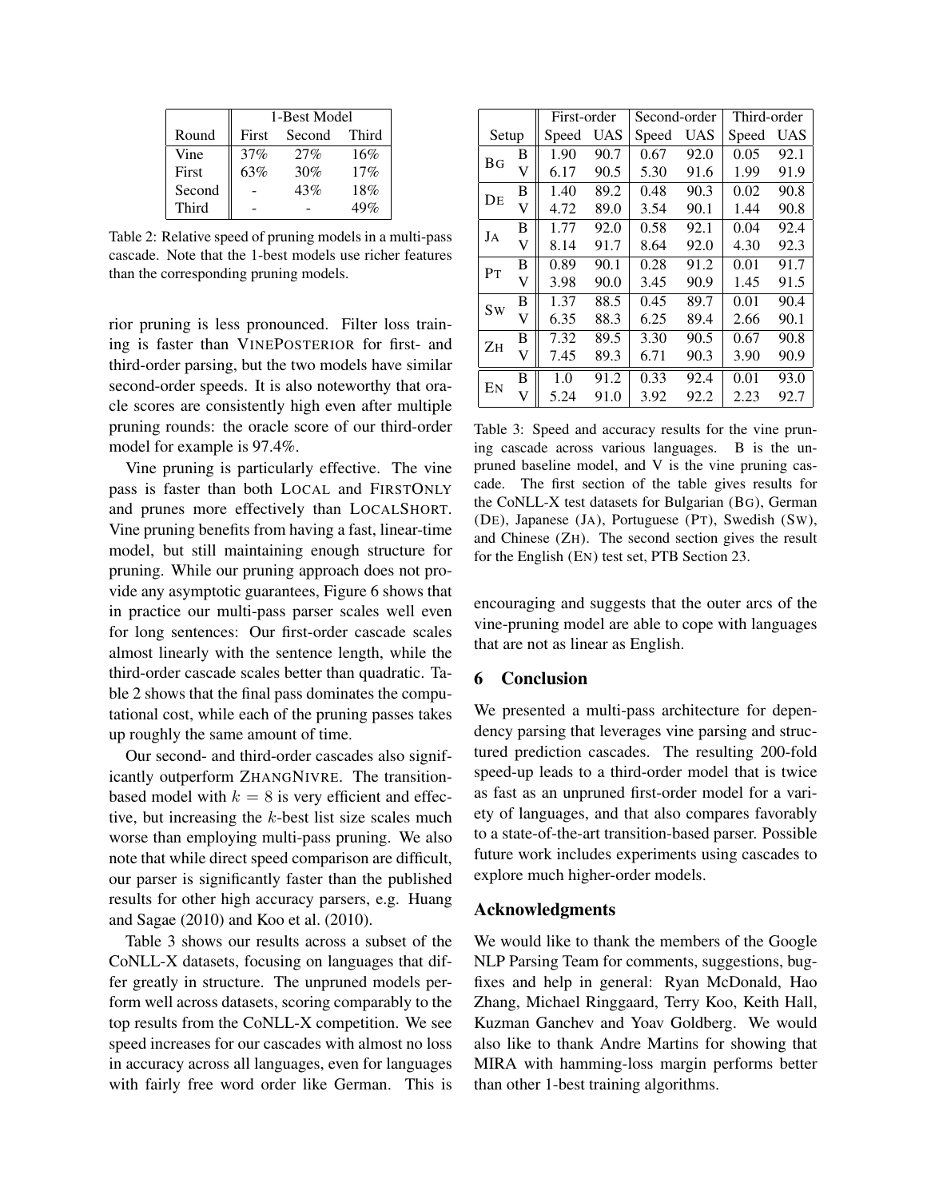| | 1-Best Model | | |
|---|---|---|---|
| Round | First | Second | Third |
| Vine | 37% | 27% | 16% |
| First | 63% | 30% | 17% |
| Second | - | 43% | 18% |
| Third | - | - | 49% |

Table 2: Relative speed of pruning models in a multi-pass cascade. Note that the 1-best models use richer features than the corresponding pruning models.

rior pruning is less pronounced. Filter loss training is faster than VINEPOSTERIOR for first- and third-order parsing, but the two models have similar second-order speeds. It is also noteworthy that oracle scores are consistently high even after multiple pruning rounds: the oracle score of our third-order model for example is 97.4%.

Vine pruning is particularly effective. The vine pass is faster than both LOCAL and FIRSTONLY and prunes more effectively than LOCALSHORT. Vine pruning benefits from having a fast, linear-time model, but still maintaining enough structure for pruning. While our pruning approach does not provide any asymptotic guarantees, Figure 6 shows that in practice our multi-pass parser scales well even for long sentences: Our first-order cascade scales almost linearly with the sentence length, while the third-order cascade scales better than quadratic. Table 2 shows that the final pass dominates the computational cost, while each of the pruning passes takes up roughly the same amount of time.

Our second- and third-order cascades also significantly outperform ZHANGNIVRE. The transition-based model with $k = 8$ is very efficient and effective, but increasing the $k$-best list size scales much worse than employing multi-pass pruning. We also note that while direct speed comparison are difficult, our parser is significantly faster than the published results for other high accuracy parsers, e.g. Huang and Sagae (2010) and Koo et al. (2010).

Table 3 shows our results across a subset of the CoNLL-X datasets, focusing on languages that differ greatly in structure. The unpruned models perform well across datasets, scoring comparably to the top results from the CoNLL-X competition. We see speed increases for our cascades with almost no loss in accuracy across all languages, even for languages with fairly free word order like German. This is encouraging and suggests that the outer arcs of the vine-pruning model are able to cope with languages that are not as linear as English.

| Setup | | First-order | | Second-order | | Third-order | |
|---|---|---|---|---|---|---|---|
| | | Speed | UAS | Speed | UAS | Speed | UAS |
| BG | B | 1.90 | 90.7 | 0.67 | 92.0 | 0.05 | 92.1 |
| | V | 6.17 | 90.5 | 5.30 | 91.6 | 1.99 | 91.9 |
| DE | B | 1.40 | 89.2 | 0.48 | 90.3 | 0.02 | 90.8 |
| | V | 4.72 | 89.0 | 3.54 | 90.1 | 1.44 | 90.8 |
| JA | B | 1.77 | 92.0 | 0.58 | 92.1 | 0.04 | 92.4 |
| | V | 8.14 | 91.7 | 8.64 | 92.0 | 4.30 | 92.3 |
| PT | B | 0.89 | 90.1 | 0.28 | 91.2 | 0.01 | 91.7 |
| | V | 3.98 | 90.0 | 3.45 | 90.9 | 1.45 | 91.5 |
| SW | B | 1.37 | 88.5 | 0.45 | 89.7 | 0.01 | 90.4 |
| | V | 6.35 | 88.3 | 6.25 | 89.4 | 2.66 | 90.1 |
| ZH | B | 7.32 | 89.5 | 3.30 | 90.5 | 0.67 | 90.8 |
| | V | 7.45 | 89.3 | 6.71 | 90.3 | 3.90 | 90.9 |
| EN | B | 1.0 | 91.2 | 0.33 | 92.4 | 0.01 | 93.0 |
| | V | 5.24 | 91.0 | 3.92 | 92.2 | 2.23 | 92.7 |

Table 3: Speed and accuracy results for the vine pruning cascade across various languages. B is the unpruned baseline model, and V is the vine pruning cascade. The first section of the table gives results for the CoNLL-X test datasets for Bulgarian (BG), German (DE), Japanese (JA), Portuguese (PT), Swedish (SW), and Chinese (ZH). The second section gives the result for the English (EN) test set, PTB Section 23.

## 6 Conclusion

We presented a multi-pass architecture for dependency parsing that leverages vine parsing and structured prediction cascades. The resulting 200-fold speed-up leads to a third-order model that is twice as fast as an unpruned first-order model for a variety of languages, and that also compares favorably to a state-of-the-art transition-based parser. Possible future work includes experiments using cascades to explore much higher-order models.

## Acknowledgments

We would like to thank the members of the Google NLP Parsing Team for comments, suggestions, bug-fixes and help in general: Ryan McDonald, Hao Zhang, Michael Ringgaard, Terry Koo, Keith Hall, Kuzman Ganchev and Yoav Goldberg. We would also like to thank Andre Martins for showing that MIRA with hamming-loss margin performs better than other 1-best training algorithms.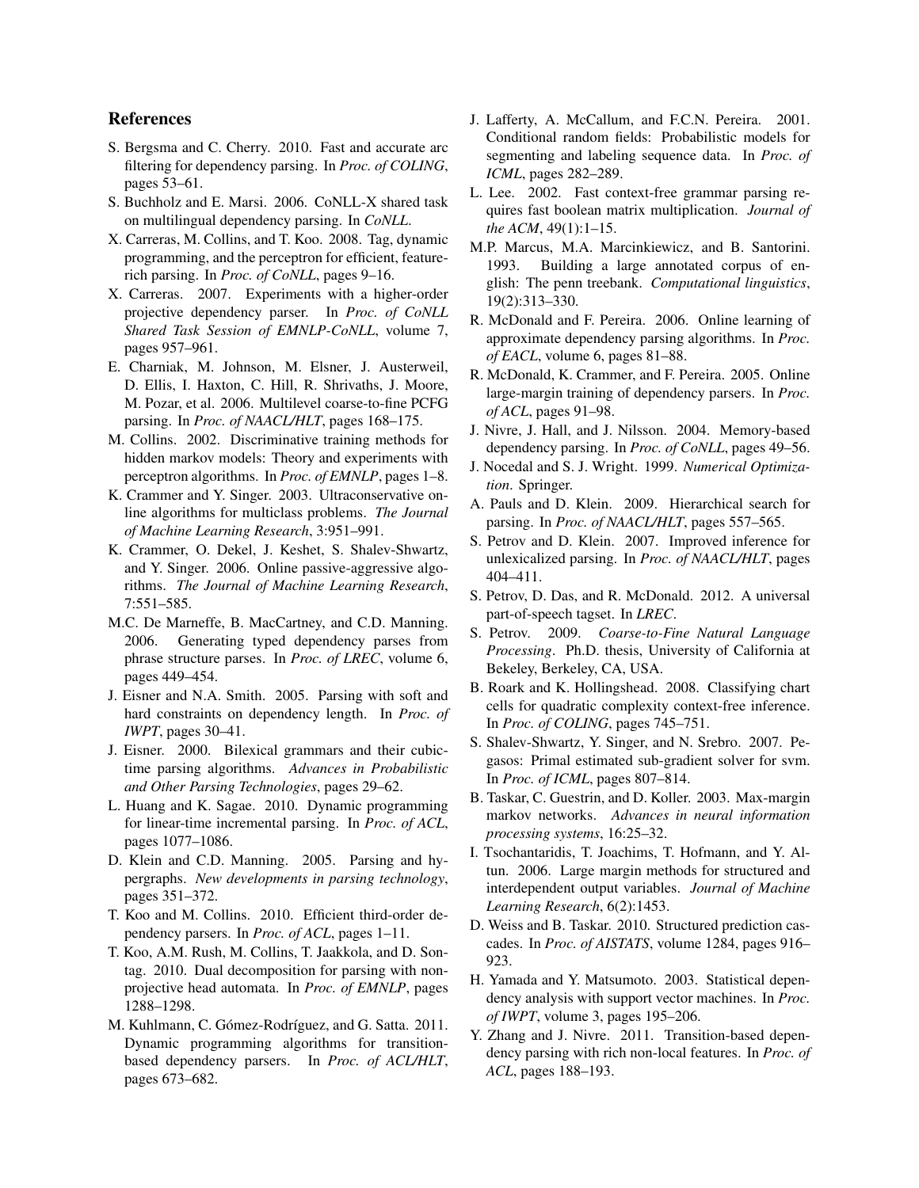## References

S. Bergsma and C. Cherry. 2010. Fast and accurate arc filtering for dependency parsing. In *Proc. of COLING*, pages 53–61.

S. Buchholz and E. Marsi. 2006. CoNLL-X shared task on multilingual dependency parsing. In *CoNLL*.

X. Carreras, M. Collins, and T. Koo. 2008. Tag, dynamic programming, and the perceptron for efficient, feature-rich parsing. In *Proc. of CoNLL*, pages 9–16.

X. Carreras. 2007. Experiments with a higher-order projective dependency parser. In *Proc. of CoNLL Shared Task Session of EMNLP-CoNLL*, volume 7, pages 957–961.

E. Charniak, M. Johnson, M. Elsner, J. Austerweil, D. Ellis, I. Haxton, C. Hill, R. Shrivaths, J. Moore, M. Pozar, et al. 2006. Multilevel coarse-to-fine PCFG parsing. In *Proc. of NAACL/HLT*, pages 168–175.

M. Collins. 2002. Discriminative training methods for hidden markov models: Theory and experiments with perceptron algorithms. In *Proc. of EMNLP*, pages 1–8.

K. Crammer and Y. Singer. 2003. Ultraconservative online algorithms for multiclass problems. *The Journal of Machine Learning Research*, 3:951–991.

K. Crammer, O. Dekel, J. Keshet, S. Shalev-Shwartz, and Y. Singer. 2006. Online passive-aggressive algorithms. *The Journal of Machine Learning Research*, 7:551–585.

M.C. De Marneffe, B. MacCartney, and C.D. Manning. 2006. Generating typed dependency parses from phrase structure parses. In *Proc. of LREC*, volume 6, pages 449–454.

J. Eisner and N.A. Smith. 2005. Parsing with soft and hard constraints on dependency length. In *Proc. of IWPT*, pages 30–41.

J. Eisner. 2000. Bilexical grammars and their cubic-time parsing algorithms. *Advances in Probabilistic and Other Parsing Technologies*, pages 29–62.

L. Huang and K. Sagae. 2010. Dynamic programming for linear-time incremental parsing. In *Proc. of ACL*, pages 1077–1086.

D. Klein and C.D. Manning. 2005. Parsing and hypergraphs. *New developments in parsing technology*, pages 351–372.

T. Koo and M. Collins. 2010. Efficient third-order dependency parsers. In *Proc. of ACL*, pages 1–11.

T. Koo, A.M. Rush, M. Collins, T. Jaakkola, and D. Sontag. 2010. Dual decomposition for parsing with non-projective head automata. In *Proc. of EMNLP*, pages 1288–1298.

M. Kuhlmann, C. Gómez-Rodríguez, and G. Satta. 2011. Dynamic programming algorithms for transition-based dependency parsers. In *Proc. of ACL/HLT*, pages 673–682.

J. Lafferty, A. McCallum, and F.C.N. Pereira. 2001. Conditional random fields: Probabilistic models for segmenting and labeling sequence data. In *Proc. of ICML*, pages 282–289.

L. Lee. 2002. Fast context-free grammar parsing requires fast boolean matrix multiplication. *Journal of the ACM*, 49(1):1–15.

M.P. Marcus, M.A. Marcinkiewicz, and B. Santorini. 1993. Building a large annotated corpus of english: The penn treebank. *Computational linguistics*, 19(2):313–330.

R. McDonald and F. Pereira. 2006. Online learning of approximate dependency parsing algorithms. In *Proc. of EACL*, volume 6, pages 81–88.

R. McDonald, K. Crammer, and F. Pereira. 2005. Online large-margin training of dependency parsers. In *Proc. of ACL*, pages 91–98.

J. Nivre, J. Hall, and J. Nilsson. 2004. Memory-based dependency parsing. In *Proc. of CoNLL*, pages 49–56.

J. Nocedal and S. J. Wright. 1999. *Numerical Optimization*. Springer.

A. Pauls and D. Klein. 2009. Hierarchical search for parsing. In *Proc. of NAACL/HLT*, pages 557–565.

S. Petrov and D. Klein. 2007. Improved inference for unlexicalized parsing. In *Proc. of NAACL/HLT*, pages 404–411.

S. Petrov, D. Das, and R. McDonald. 2012. A universal part-of-speech tagset. In *LREC*.

S. Petrov. 2009. *Coarse-to-Fine Natural Language Processing*. Ph.D. thesis, University of California at Bekeley, Berkeley, CA, USA.

B. Roark and K. Hollingshead. 2008. Classifying chart cells for quadratic complexity context-free inference. In *Proc. of COLING*, pages 745–751.

S. Shalev-Shwartz, Y. Singer, and N. Srebro. 2007. Pegasos: Primal estimated sub-gradient solver for svm. In *Proc. of ICML*, pages 807–814.

B. Taskar, C. Guestrin, and D. Koller. 2003. Max-margin markov networks. *Advances in neural information processing systems*, 16:25–32.

I. Tsochantaridis, T. Joachims, T. Hofmann, and Y. Altun. 2006. Large margin methods for structured and interdependent output variables. *Journal of Machine Learning Research*, 6(2):1453.

D. Weiss and B. Taskar. 2010. Structured prediction cascades. In *Proc. of AISTATS*, volume 1284, pages 916–923.

H. Yamada and Y. Matsumoto. 2003. Statistical dependency analysis with support vector machines. In *Proc. of IWPT*, volume 3, pages 195–206.

Y. Zhang and J. Nivre. 2011. Transition-based dependency parsing with rich non-local features. In *Proc. of ACL*, pages 188–193.